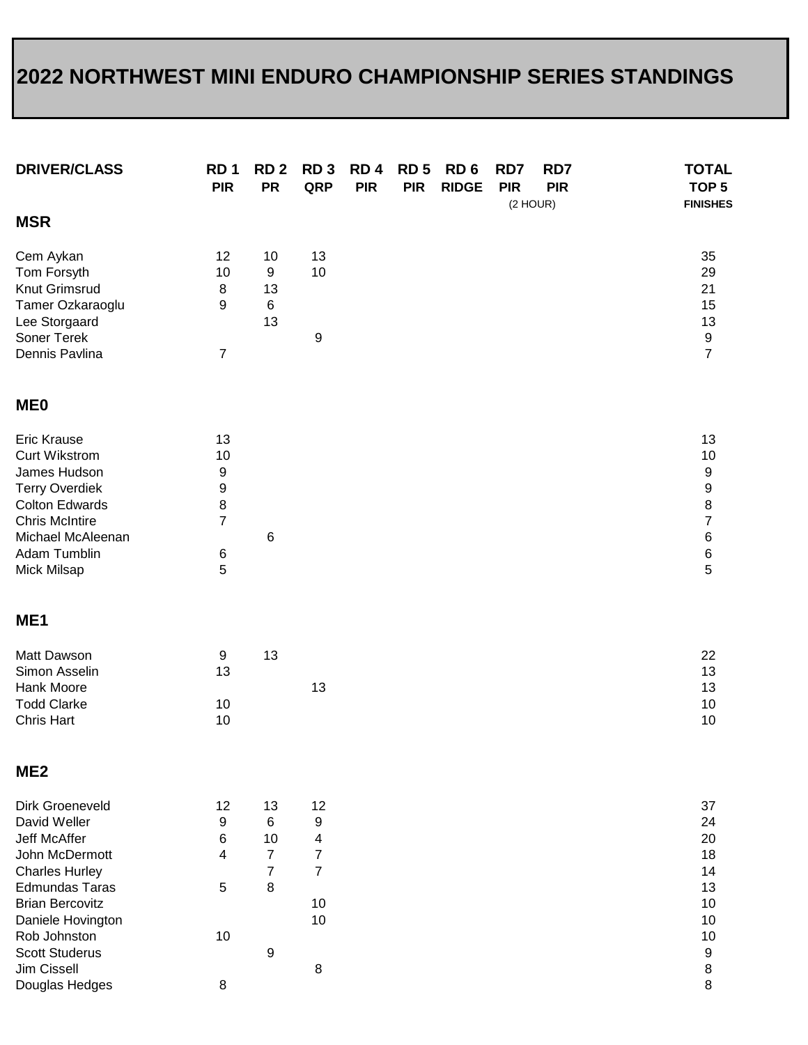# 2022 NORTHWEST MINI ENDURO CHAMPIONSHIP SERIES STANDINGS

| DRIVER/CLASS | RD 1 PIR | RD 2 PR | RD 3 QRP | RD 4 PIR | RD 5 PIR | RD 6 RIDGE | RD7 PIR (2 HOUR) | RD7 PIR | TOTAL TOP 5 FINISHES |
|---|---|---|---|---|---|---|---|---|---|
| **MSR** | | | | | | | | | |
| Cem Aykan | 12 | 10 | 13 | | | | | | 35 |
| Tom Forsyth | 10 | 9 | 10 | | | | | | 29 |
| Knut Grimsrud | 8 | 13 | | | | | | | 21 |
| Tamer Ozkaraoglu | 9 | 6 | | | | | | | 15 |
| Lee Storgaard | | 13 | | | | | | | 13 |
| Soner Terek | | | 9 | | | | | | 9 |
| Dennis Pavlina | 7 | | | | | | | | 7 |
| **ME0** | | | | | | | | | |
| Eric Krause | 13 | | | | | | | | 13 |
| Curt Wikstrom | 10 | | | | | | | | 10 |
| James Hudson | 9 | | | | | | | | 9 |
| Terry Overdiek | 9 | | | | | | | | 9 |
| Colton Edwards | 8 | | | | | | | | 8 |
| Chris McIntire | 7 | | | | | | | | 7 |
| Michael McAleenan | | 6 | | | | | | | 6 |
| Adam Tumblin | 6 | | | | | | | | 6 |
| Mick Milsap | 5 | | | | | | | | 5 |
| **ME1** | | | | | | | | | |
| Matt Dawson | 9 | 13 | | | | | | | 22 |
| Simon Asselin | 13 | | | | | | | | 13 |
| Hank Moore | | | 13 | | | | | | 13 |
| Todd Clarke | 10 | | | | | | | | 10 |
| Chris Hart | 10 | | | | | | | | 10 |
| **ME2** | | | | | | | | | |
| Dirk Groeneveld | 12 | 13 | 12 | | | | | | 37 |
| David Weller | 9 | 6 | 9 | | | | | | 24 |
| Jeff McAffer | 6 | 10 | 4 | | | | | | 20 |
| John McDermott | 4 | 7 | 7 | | | | | | 18 |
| Charles Hurley | | 7 | 7 | | | | | | 14 |
| Edmundas Taras | 5 | 8 | | | | | | | 13 |
| Brian Bercovitz | | | 10 | | | | | | 10 |
| Daniele Hovington | | | 10 | | | | | | 10 |
| Rob Johnston | 10 | | | | | | | | 10 |
| Scott Studerus | | 9 | | | | | | | 9 |
| Jim Cissell | | | 8 | | | | | | 8 |
| Douglas Hedges | 8 | | | | | | | | 8 |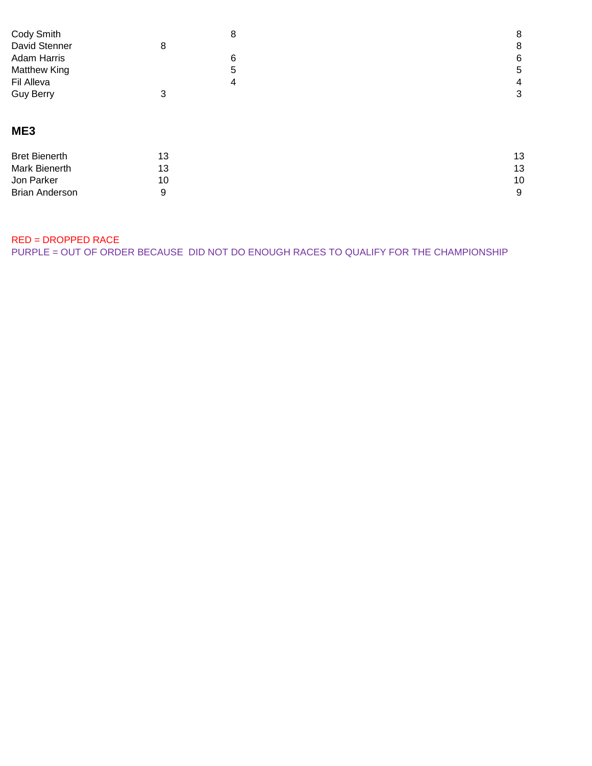| | | | |
|---|---|---|---|
| Cody Smith | | 8 | 8 |
| David Stenner | 8 | | 8 |
| Adam Harris | | 6 | 6 |
| Matthew King | | 5 | 5 |
| Fil Alleva | | 4 | 4 |
| Guy Berry | 3 | | 3 |

**ME3**

| | | |
|---|---|---|
| Bret Bienerth | 13 | 13 |
| Mark Bienerth | 13 | 13 |
| Jon Parker | 10 | 10 |
| Brian Anderson | 9 | 9 |

RED = DROPPED RACE

PURPLE = OUT OF ORDER BECAUSE DID NOT DO ENOUGH RACES TO QUALIFY FOR THE CHAMPIONSHIP